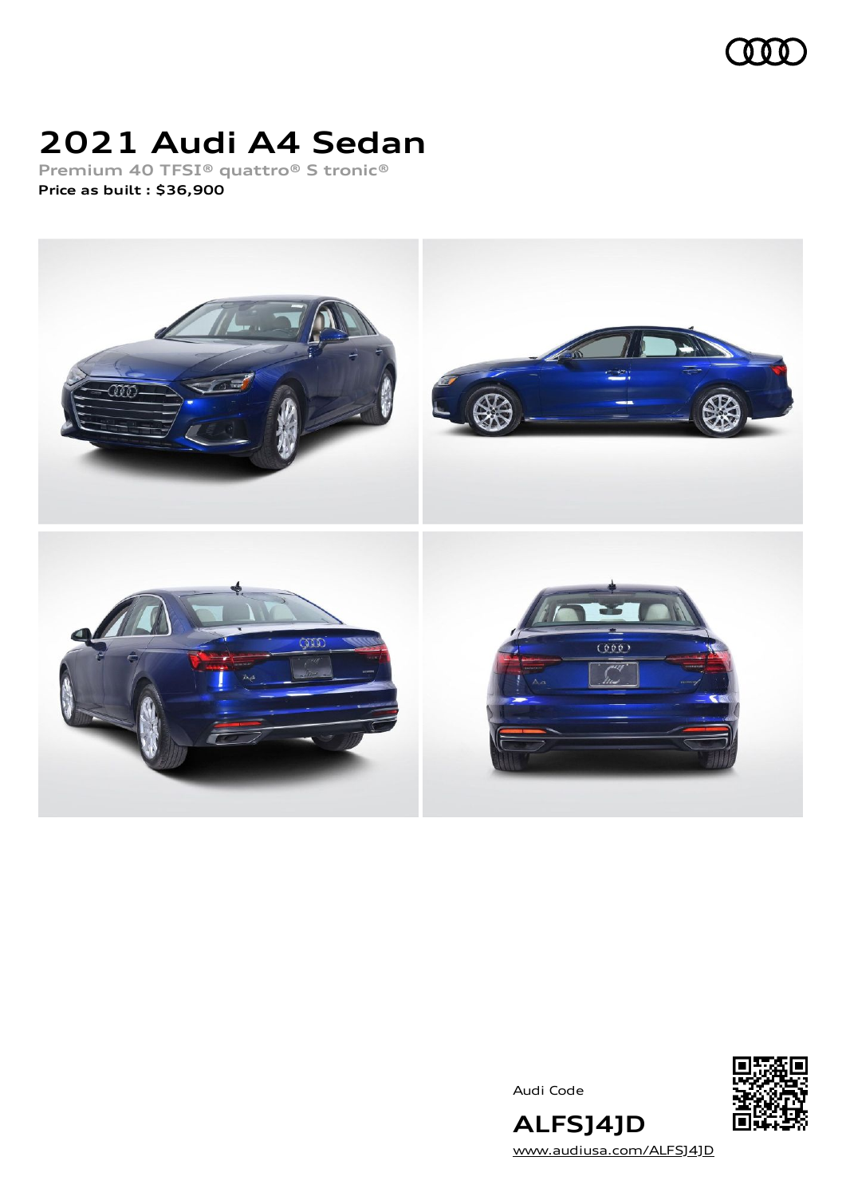# 2021 Audi A4 Sedan

Premium 40 TFSI® quattro® S tronic®

**Price as built : $36,900**

Audi Code

## ALFSJ4JD

[www.audiusa.com/ALFSJ4JD](www.audiusa.com/ALFSJ4JD)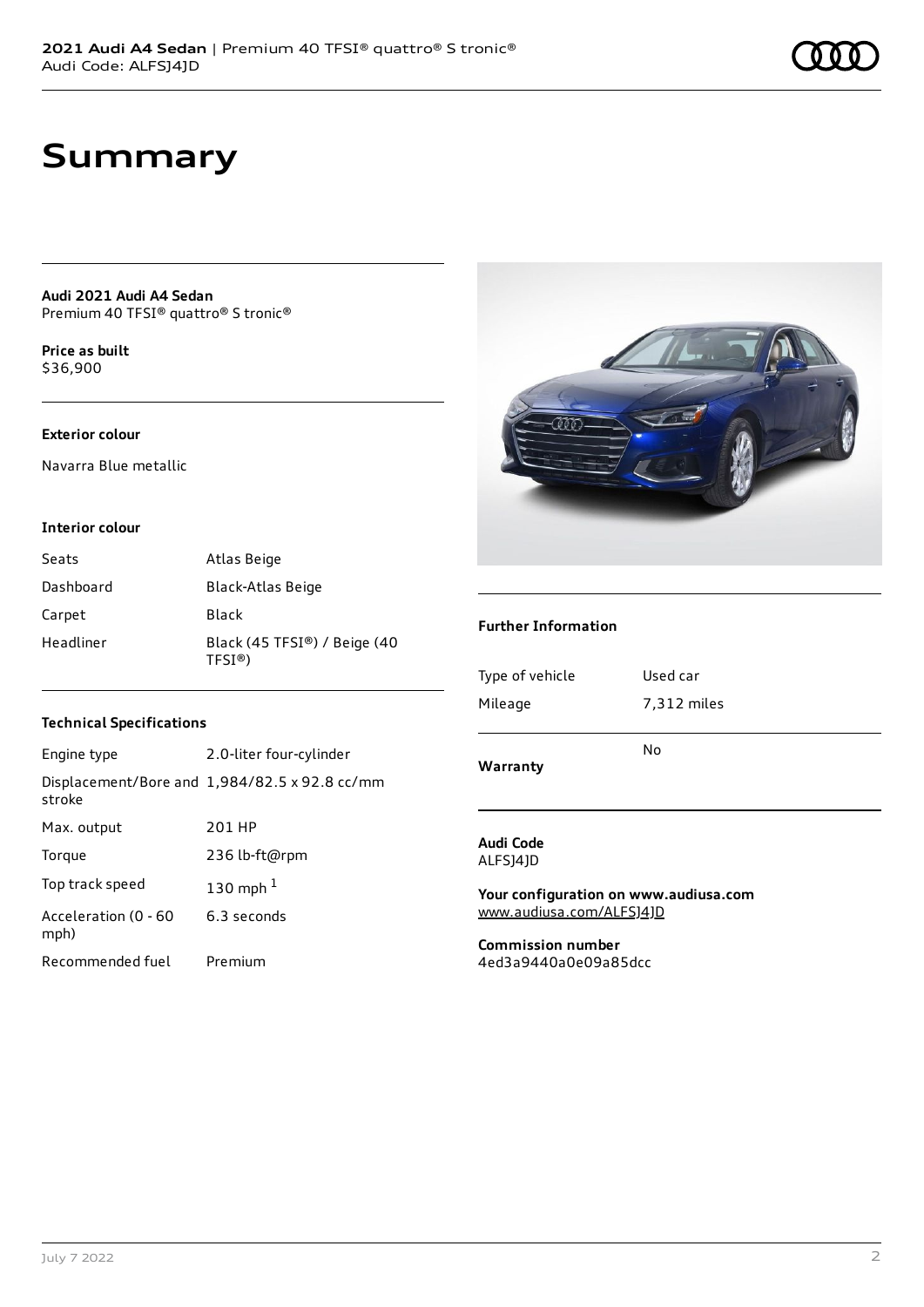# Summary

**Audi 2021 Audi A4 Sedan**
Premium 40 TFSI® quattro® S tronic®

**Price as built**
$36,900

### Exterior colour

Navarra Blue metallic

### Interior colour

| | |
|---|---|
| Seats | Atlas Beige |
| Dashboard | Black-Atlas Beige |
| Carpet | Black |
| Headliner | Black (45 TFSI®) / Beige (40 TFSI®) |

### Technical Specifications

| | |
|---|---|
| Engine type | 2.0-liter four-cylinder |
| Displacement/Bore and stroke | 1,984/82.5 x 92.8 cc/mm |
| Max. output | 201 HP |
| Torque | 236 lb-ft@rpm |
| Top track speed | 130 mph [1] |
| Acceleration (0 - 60 mph) | 6.3 seconds |
| Recommended fuel | Premium |

### Further Information

| | |
|---|---|
| Type of vehicle | Used car |
| Mileage | 7,312 miles |
| **Warranty** | No |

**Audi Code**
ALFSJ4JD

**Your configuration on www.audiusa.com**
www.audiusa.com/ALFSJ4JD

**Commission number**
4ed3a9440a0e09a85dcc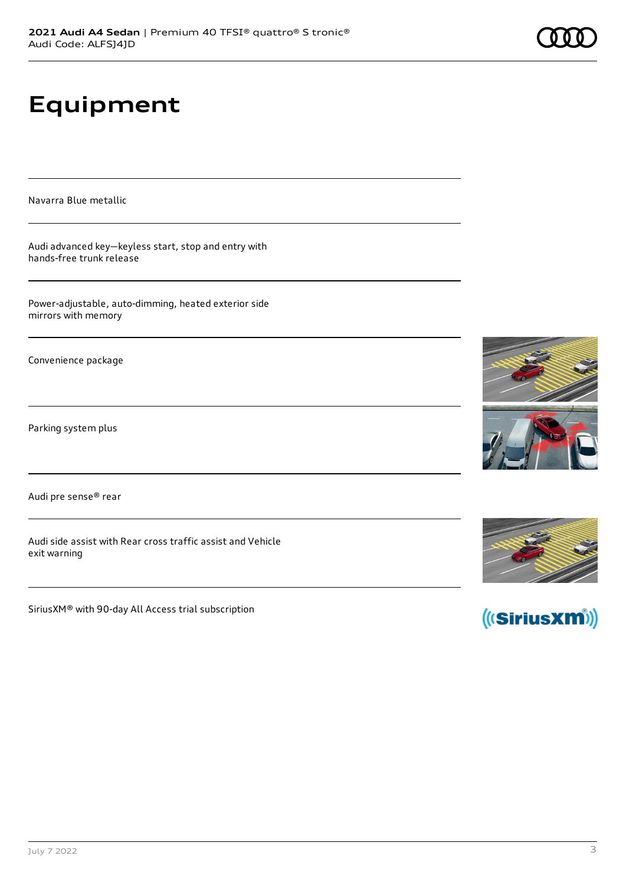# Equipment

Navarra Blue metallic

Audi advanced key—keyless start, stop and entry with hands-free trunk release

Power-adjustable, auto-dimming, heated exterior side mirrors with memory

Convenience package

Parking system plus

Audi pre sense® rear

Audi side assist with Rear cross traffic assist and Vehicle exit warning

SiriusXM® with 90-day All Access trial subscription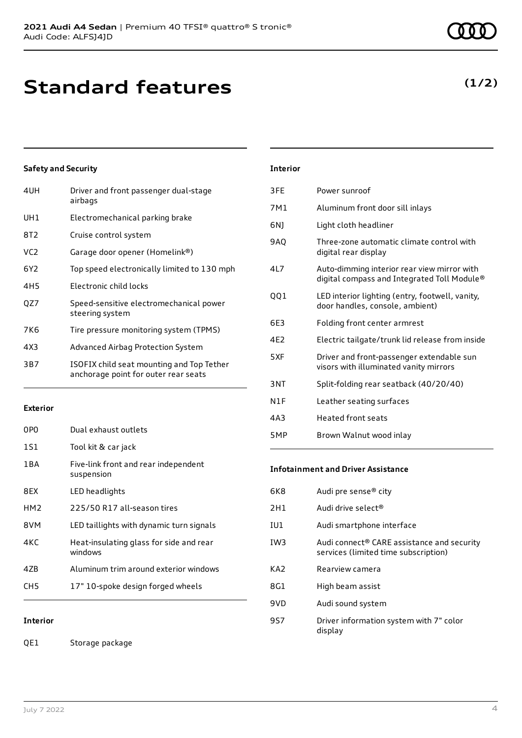# Standard features

**(1/2)**

### Safety and Security

| | |
|---|---|
| 4UH | Driver and front passenger dual-stage airbags |
| UH1 | Electromechanical parking brake |
| 8T2 | Cruise control system |
| VC2 | Garage door opener (Homelink®) |
| 6Y2 | Top speed electronically limited to 130 mph |
| 4H5 | Electronic child locks |
| QZ7 | Speed-sensitive electromechanical power steering system |
| 7K6 | Tire pressure monitoring system (TPMS) |
| 4X3 | Advanced Airbag Protection System |
| 3B7 | ISOFIX child seat mounting and Top Tether anchorage point for outer rear seats |

### Exterior

| | |
|---|---|
| 0P0 | Dual exhaust outlets |
| 1S1 | Tool kit & car jack |
| 1BA | Five-link front and rear independent suspension |
| 8EX | LED headlights |
| HM2 | 225/50 R17 all-season tires |
| 8VM | LED taillights with dynamic turn signals |
| 4KC | Heat-insulating glass for side and rear windows |
| 4ZB | Aluminum trim around exterior windows |
| CH5 | 17" 10-spoke design forged wheels |

### Interior

| | |
|---|---|
| QE1 | Storage package |
| 3FE | Power sunroof |
| 7M1 | Aluminum front door sill inlays |
| 6NJ | Light cloth headliner |
| 9AQ | Three-zone automatic climate control with digital rear display |
| 4L7 | Auto-dimming interior rear view mirror with digital compass and Integrated Toll Module® |
| QQ1 | LED interior lighting (entry, footwell, vanity, door handles, console, ambient) |
| 6E3 | Folding front center armrest |
| 4E2 | Electric tailgate/trunk lid release from inside |
| 5XF | Driver and front-passenger extendable sun visors with illuminated vanity mirrors |
| 3NT | Split-folding rear seatback (40/20/40) |
| N1F | Leather seating surfaces |
| 4A3 | Heated front seats |
| 5MP | Brown Walnut wood inlay |

### Infotainment and Driver Assistance

| | |
|---|---|
| 6K8 | Audi pre sense® city |
| 2H1 | Audi drive select® |
| IU1 | Audi smartphone interface |
| IW3 | Audi connect® CARE assistance and security services (limited time subscription) |
| KA2 | Rearview camera |
| 8G1 | High beam assist |
| 9VD | Audi sound system |
| 9S7 | Driver information system with 7" color display |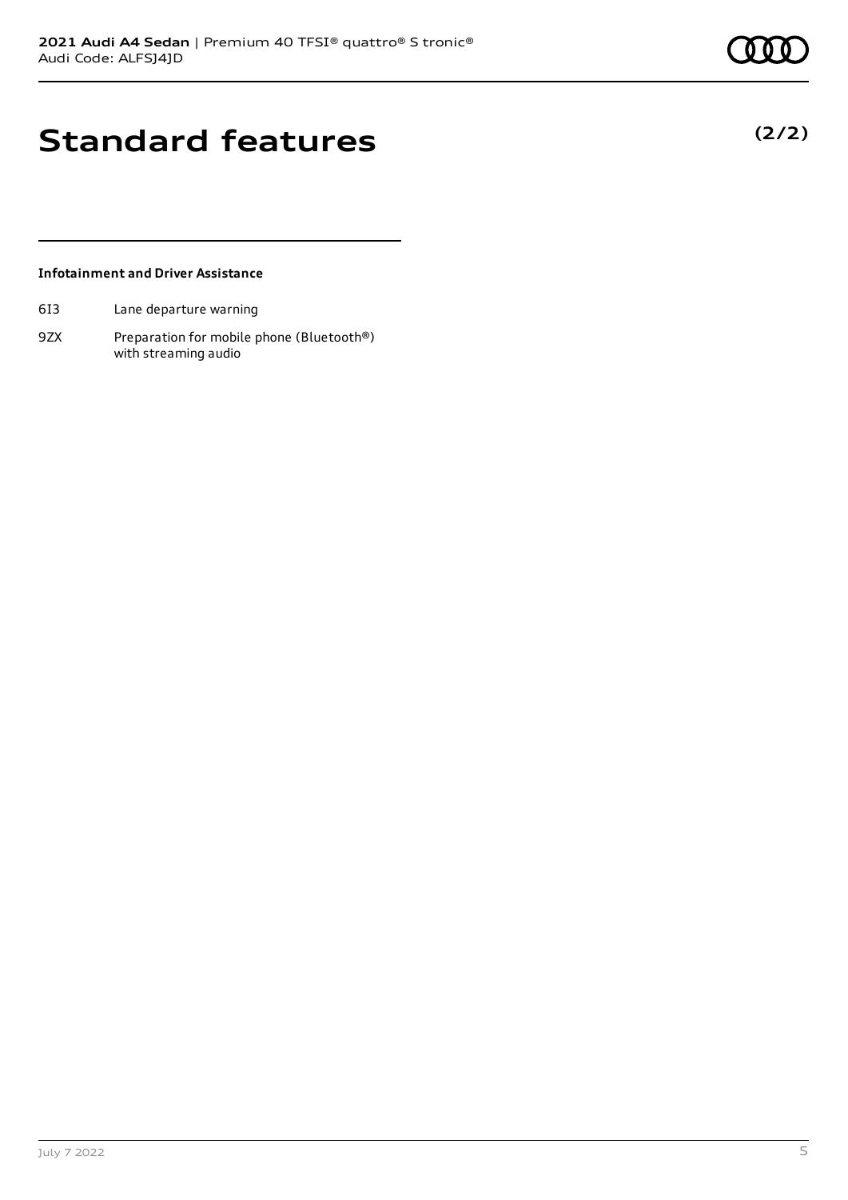# Standard features

**(2/2)**

### Infotainment and Driver Assistance

| | |
|---|---|
| 6I3 | Lane departure warning |
| 9ZX | Preparation for mobile phone (Bluetooth®) with streaming audio |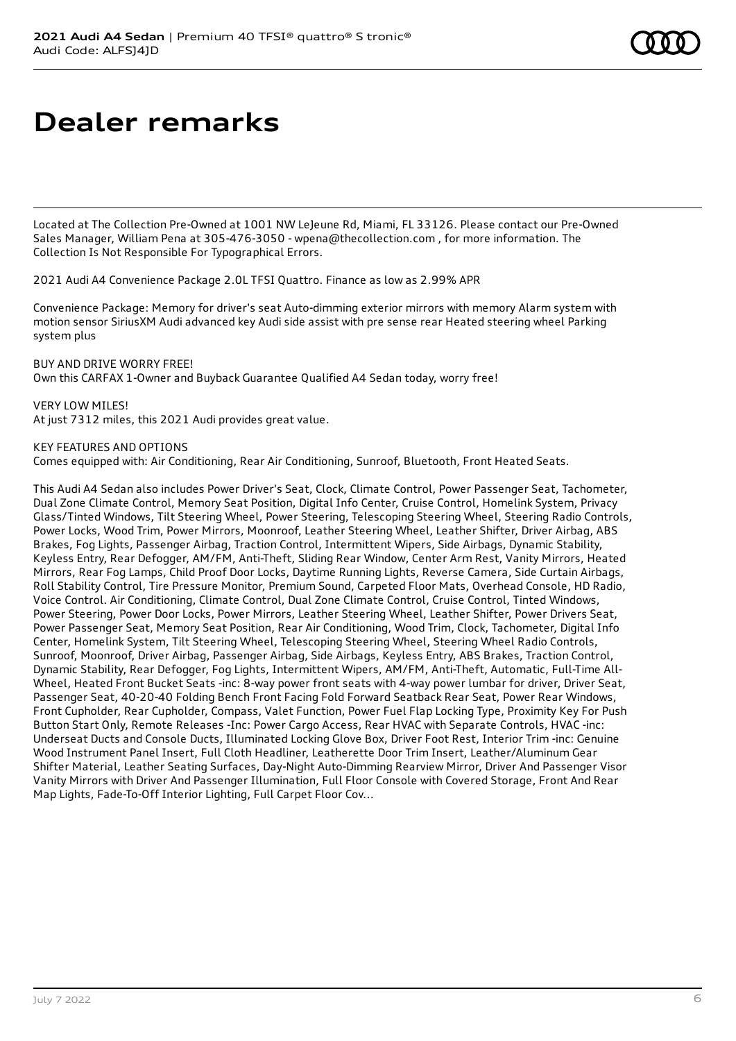# Dealer remarks

Located at The Collection Pre-Owned at 1001 NW LeJeune Rd, Miami, FL 33126. Please contact our Pre-Owned Sales Manager, William Pena at 305-476-3050 - wpena@thecollection.com , for more information. The Collection Is Not Responsible For Typographical Errors.

2021 Audi A4 Convenience Package 2.0L TFSI Quattro. Finance as low as 2.99% APR

Convenience Package: Memory for driver's seat Auto-dimming exterior mirrors with memory Alarm system with motion sensor SiriusXM Audi advanced key Audi side assist with pre sense rear Heated steering wheel Parking system plus

BUY AND DRIVE WORRY FREE!
Own this CARFAX 1-Owner and Buyback Guarantee Qualified A4 Sedan today, worry free!

VERY LOW MILES!
At just 7312 miles, this 2021 Audi provides great value.

KEY FEATURES AND OPTIONS
Comes equipped with: Air Conditioning, Rear Air Conditioning, Sunroof, Bluetooth, Front Heated Seats.

This Audi A4 Sedan also includes Power Driver's Seat, Clock, Climate Control, Power Passenger Seat, Tachometer, Dual Zone Climate Control, Memory Seat Position, Digital Info Center, Cruise Control, Homelink System, Privacy Glass/Tinted Windows, Tilt Steering Wheel, Power Steering, Telescoping Steering Wheel, Steering Radio Controls, Power Locks, Wood Trim, Power Mirrors, Moonroof, Leather Steering Wheel, Leather Shifter, Driver Airbag, ABS Brakes, Fog Lights, Passenger Airbag, Traction Control, Intermittent Wipers, Side Airbags, Dynamic Stability, Keyless Entry, Rear Defogger, AM/FM, Anti-Theft, Sliding Rear Window, Center Arm Rest, Vanity Mirrors, Heated Mirrors, Rear Fog Lamps, Child Proof Door Locks, Daytime Running Lights, Reverse Camera, Side Curtain Airbags, Roll Stability Control, Tire Pressure Monitor, Premium Sound, Carpeted Floor Mats, Overhead Console, HD Radio, Voice Control. Air Conditioning, Climate Control, Dual Zone Climate Control, Cruise Control, Tinted Windows, Power Steering, Power Door Locks, Power Mirrors, Leather Steering Wheel, Leather Shifter, Power Drivers Seat, Power Passenger Seat, Memory Seat Position, Rear Air Conditioning, Wood Trim, Clock, Tachometer, Digital Info Center, Homelink System, Tilt Steering Wheel, Telescoping Steering Wheel, Steering Wheel Radio Controls, Sunroof, Moonroof, Driver Airbag, Passenger Airbag, Side Airbags, Keyless Entry, ABS Brakes, Traction Control, Dynamic Stability, Rear Defogger, Fog Lights, Intermittent Wipers, AM/FM, Anti-Theft, Automatic, Full-Time All-Wheel, Heated Front Bucket Seats -inc: 8-way power front seats with 4-way power lumbar for driver, Driver Seat, Passenger Seat, 40-20-40 Folding Bench Front Facing Fold Forward Seatback Rear Seat, Power Rear Windows, Front Cupholder, Rear Cupholder, Compass, Valet Function, Power Fuel Flap Locking Type, Proximity Key For Push Button Start Only, Remote Releases -Inc: Power Cargo Access, Rear HVAC with Separate Controls, HVAC -inc: Underseat Ducts and Console Ducts, Illuminated Locking Glove Box, Driver Foot Rest, Interior Trim -inc: Genuine Wood Instrument Panel Insert, Full Cloth Headliner, Leatherette Door Trim Insert, Leather/Aluminum Gear Shifter Material, Leather Seating Surfaces, Day-Night Auto-Dimming Rearview Mirror, Driver And Passenger Visor Vanity Mirrors with Driver And Passenger Illumination, Full Floor Console with Covered Storage, Front And Rear Map Lights, Fade-To-Off Interior Lighting, Full Carpet Floor Cov...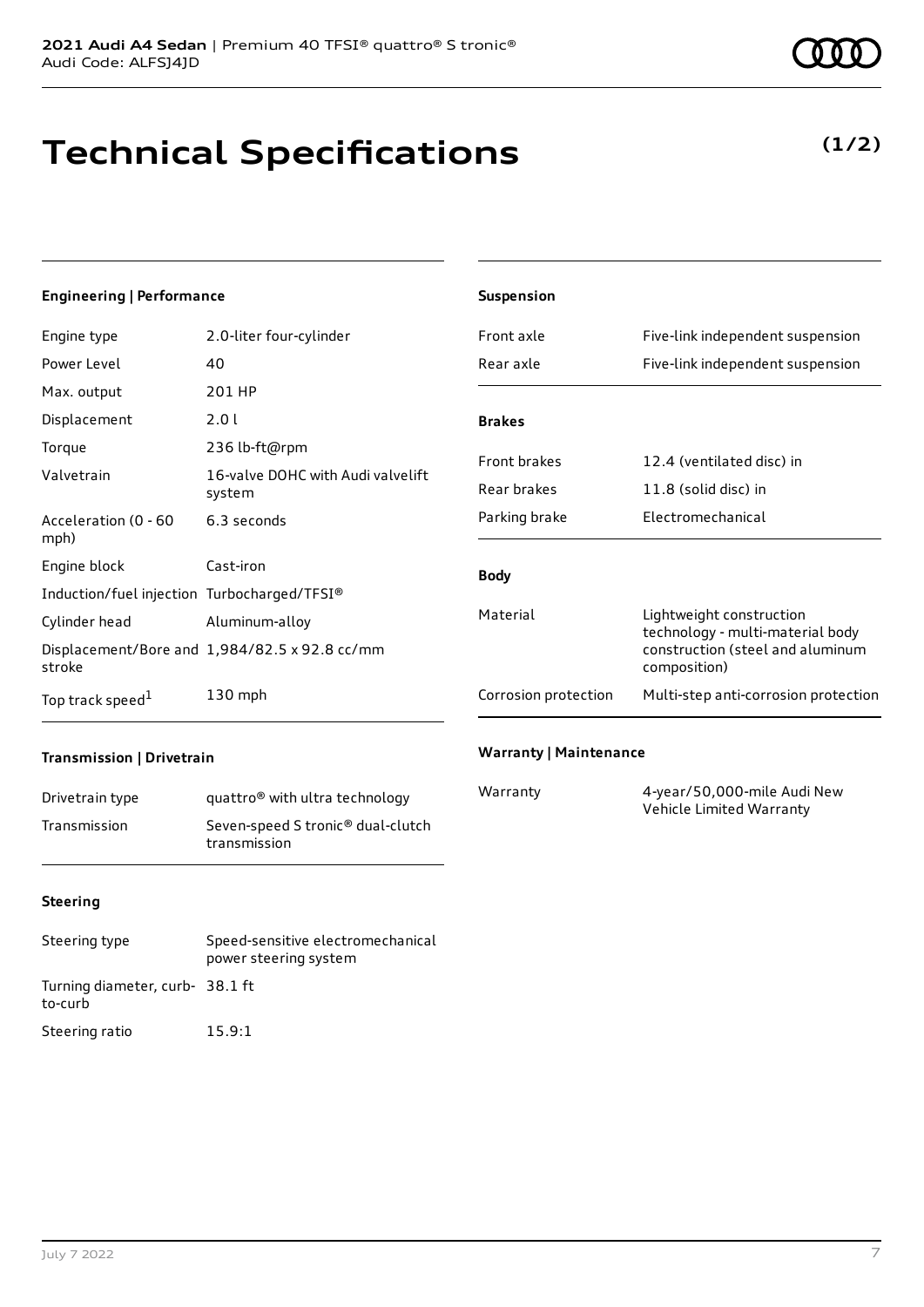# Technical Specifications

**(1/2)**

## Engineering | Performance

| | |
|---|---|
| Engine type | 2.0-liter four-cylinder |
| Power Level | 40 |
| Max. output | 201 HP |
| Displacement | 2.0 l |
| Torque | 236 lb-ft@rpm |
| Valvetrain | 16-valve DOHC with Audi valvelift system |
| Acceleration (0 - 60 mph) | 6.3 seconds |
| Engine block | Cast-iron |
| Induction/fuel injection | Turbocharged/TFSI® |
| Cylinder head | Aluminum-alloy |
| Displacement/Bore and stroke | 1,984/82.5 x 92.8 cc/mm |
| Top track speed[1] | 130 mph |

## Transmission | Drivetrain

| | |
|---|---|
| Drivetrain type | quattro® with ultra technology |
| Transmission | Seven-speed S tronic® dual-clutch transmission |

## Steering

| | |
|---|---|
| Steering type | Speed-sensitive electromechanical power steering system |
| Turning diameter, curb-to-curb | 38.1 ft |
| Steering ratio | 15.9:1 |

## Suspension

| | |
|---|---|
| Front axle | Five-link independent suspension |
| Rear axle | Five-link independent suspension |

## Brakes

| | |
|---|---|
| Front brakes | 12.4 (ventilated disc) in |
| Rear brakes | 11.8 (solid disc) in |
| Parking brake | Electromechanical |

## Body

| | |
|---|---|
| Material | Lightweight construction technology - multi-material body construction (steel and aluminum composition) |
| Corrosion protection | Multi-step anti-corrosion protection |

## Warranty | Maintenance

| | |
|---|---|
| Warranty | 4-year/50,000-mile Audi New Vehicle Limited Warranty |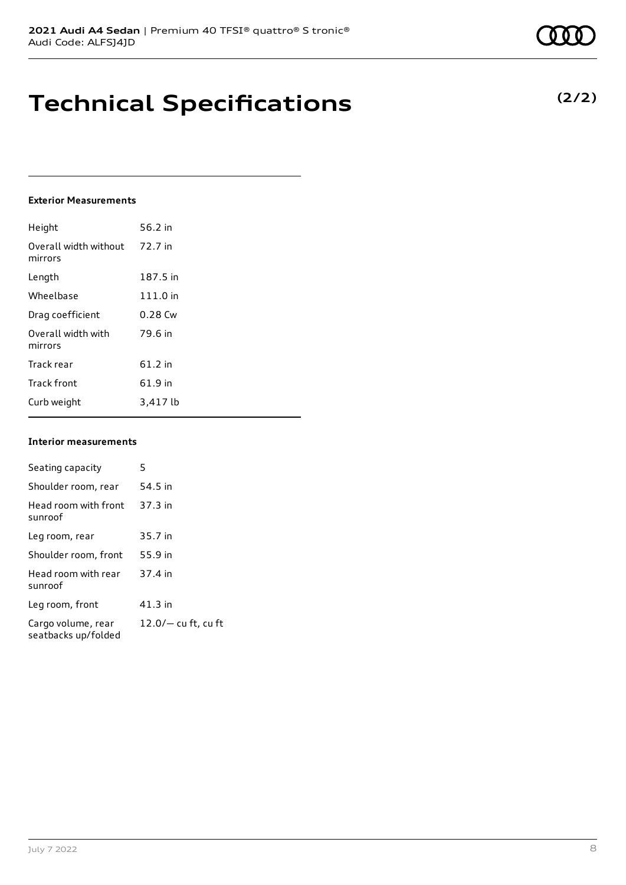# Technical Specifications

**(2/2)**

### Exterior Measurements

| | |
|---|---|
| Height | 56.2 in |
| Overall width without mirrors | 72.7 in |
| Length | 187.5 in |
| Wheelbase | 111.0 in |
| Drag coefficient | 0.28 Cw |
| Overall width with mirrors | 79.6 in |
| Track rear | 61.2 in |
| Track front | 61.9 in |
| Curb weight | 3,417 lb |

### Interior measurements

| | |
|---|---|
| Seating capacity | 5 |
| Shoulder room, rear | 54.5 in |
| Head room with front sunroof | 37.3 in |
| Leg room, rear | 35.7 in |
| Shoulder room, front | 55.9 in |
| Head room with rear sunroof | 37.4 in |
| Leg room, front | 41.3 in |
| Cargo volume, rear seatbacks up/folded | 12.0/— cu ft, cu ft |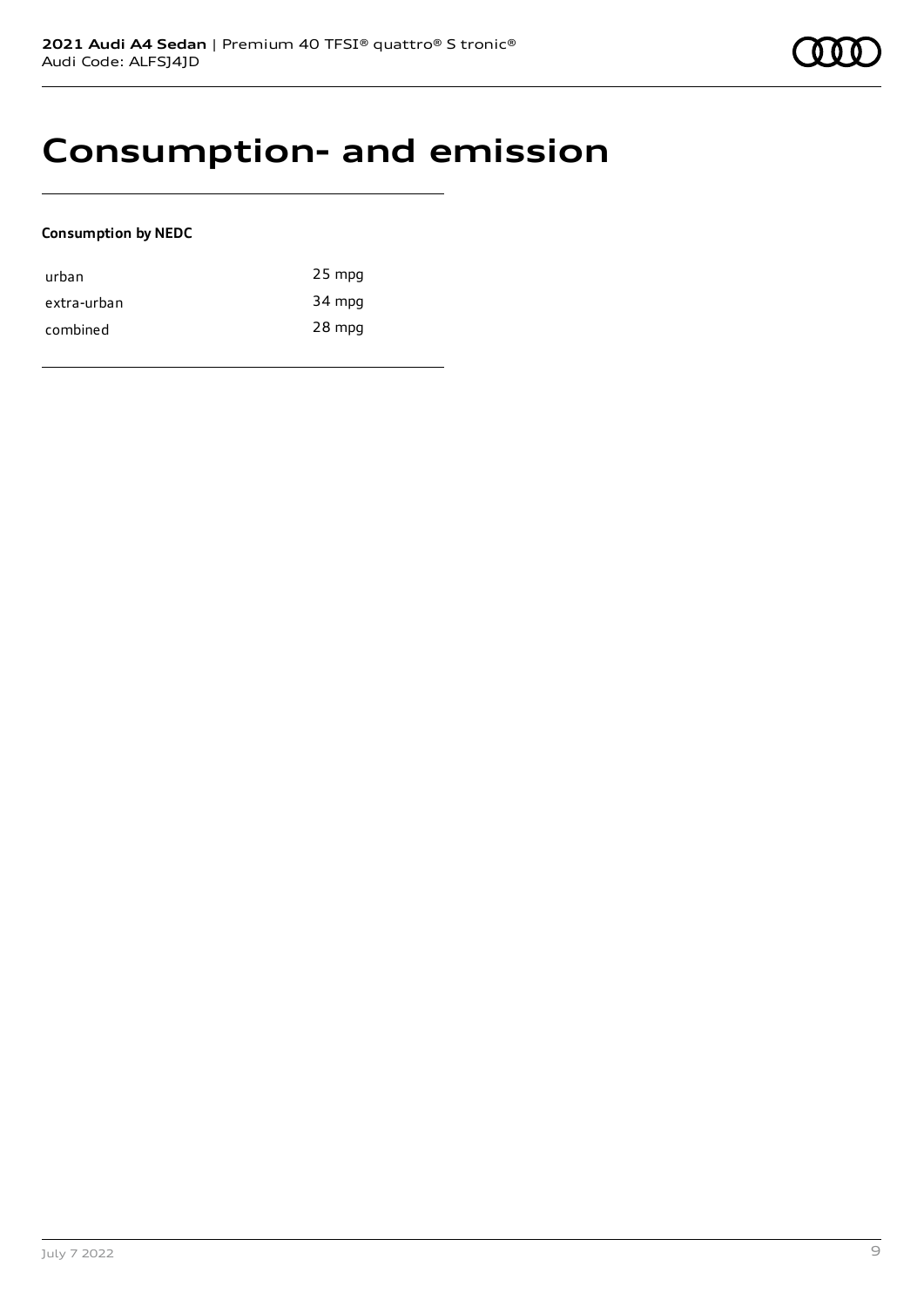# Consumption- and emission

**Consumption by NEDC**

| | |
|---|---|
| urban | 25 mpg |
| extra-urban | 34 mpg |
| combined | 28 mpg |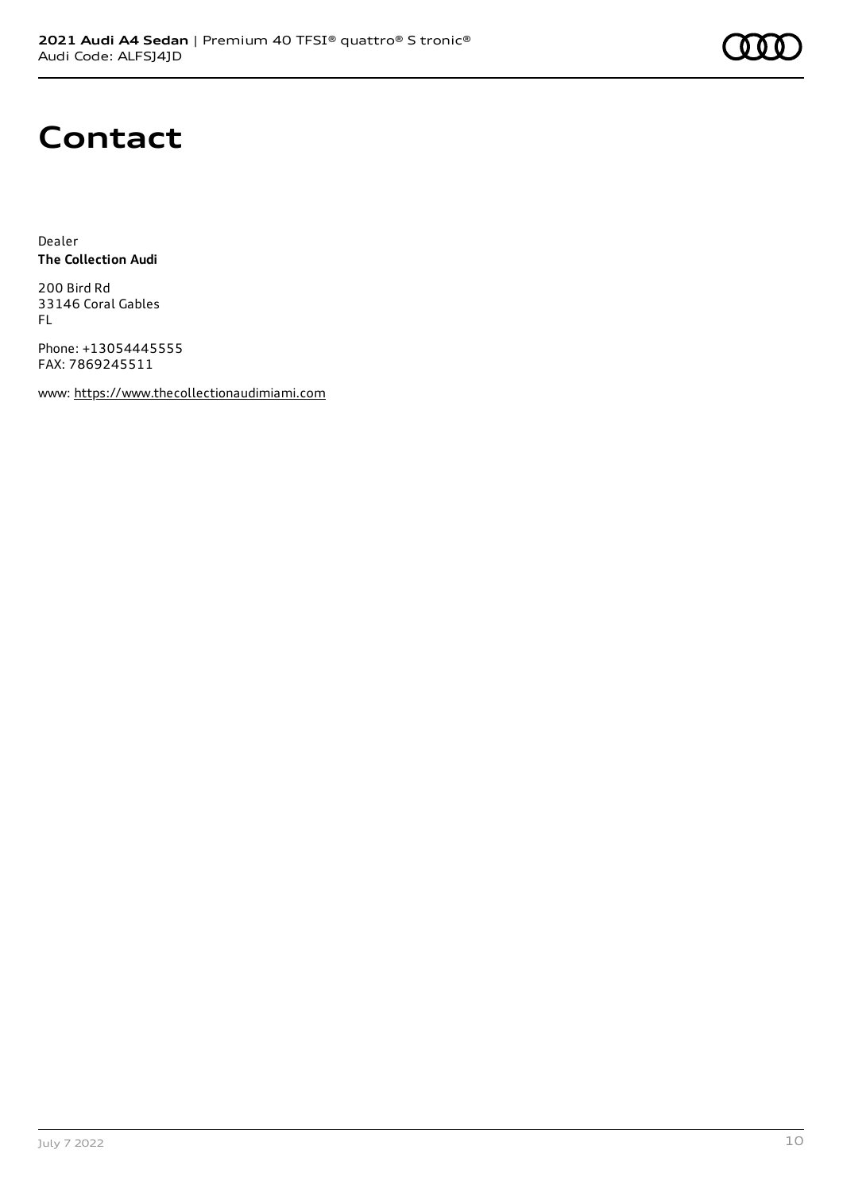# Contact

Dealer
**The Collection Audi**

200 Bird Rd
33146 Coral Gables
FL

Phone: +13054445555
FAX: 7869245511

www: https://www.thecollectionaudimiami.com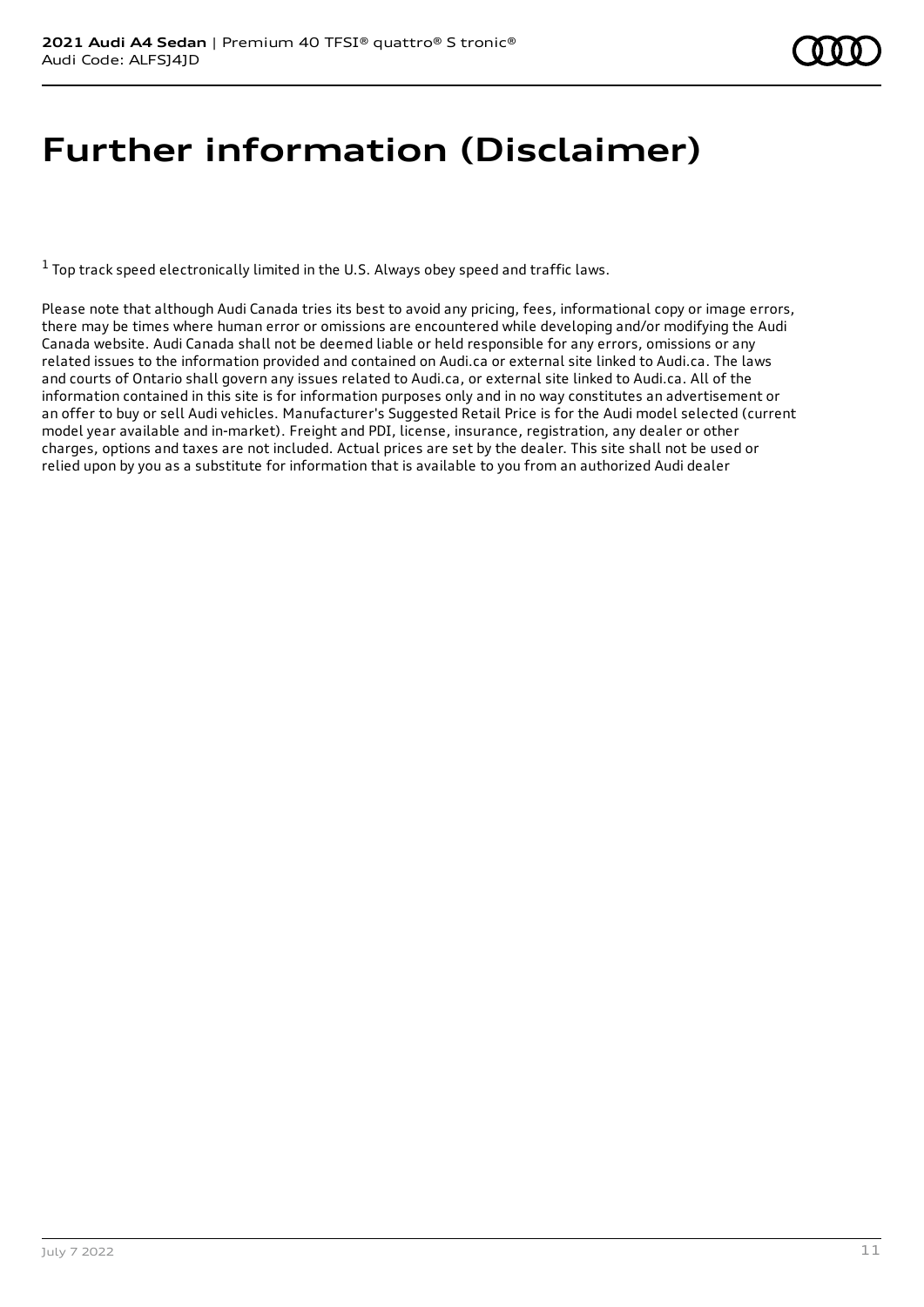# Further information (Disclaimer)

[1] Top track speed electronically limited in the U.S. Always obey speed and traffic laws.

Please note that although Audi Canada tries its best to avoid any pricing, fees, informational copy or image errors, there may be times where human error or omissions are encountered while developing and/or modifying the Audi Canada website. Audi Canada shall not be deemed liable or held responsible for any errors, omissions or any related issues to the information provided and contained on Audi.ca or external site linked to Audi.ca. The laws and courts of Ontario shall govern any issues related to Audi.ca, or external site linked to Audi.ca. All of the information contained in this site is for information purposes only and in no way constitutes an advertisement or an offer to buy or sell Audi vehicles. Manufacturer's Suggested Retail Price is for the Audi model selected (current model year available and in-market). Freight and PDI, license, insurance, registration, any dealer or other charges, options and taxes are not included. Actual prices are set by the dealer. This site shall not be used or relied upon by you as a substitute for information that is available to you from an authorized Audi dealer